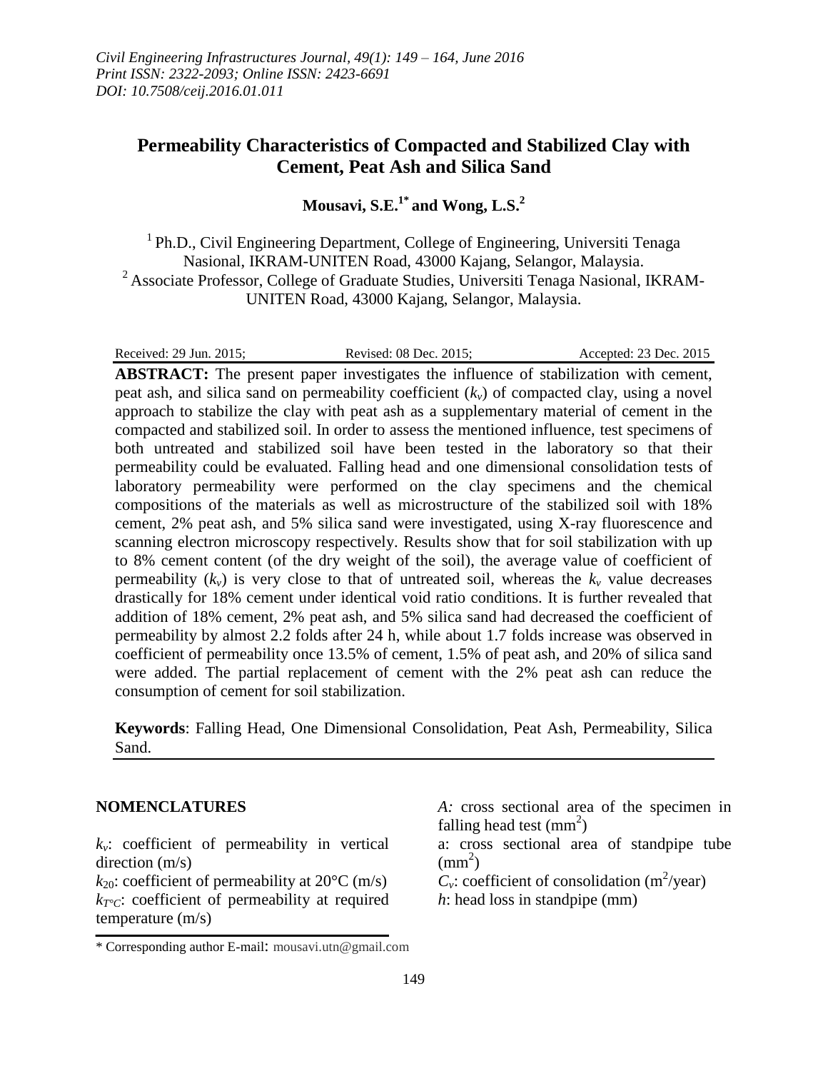*Civil Engineering Infrastructures Journal, 49(1): 149 – 164, June 2016*
*Print ISSN: 2322-2093; Online ISSN: 2423-6691*
*DOI: 10.7508/ceij.2016.01.011*

# Permeability Characteristics of Compacted and Stabilized Clay with Cement, Peat Ash and Silica Sand

**Mousavi, S.E.[1*] and Wong, L.S.[2]**

[1] Ph.D., Civil Engineering Department, College of Engineering, Universiti Tenaga Nasional, IKRAM-UNITEN Road, 43000 Kajang, Selangor, Malaysia.
[2] Associate Professor, College of Graduate Studies, Universiti Tenaga Nasional, IKRAM-UNITEN Road, 43000 Kajang, Selangor, Malaysia.

Received: 29 Jun. 2015; Revised: 08 Dec. 2015; Accepted: 23 Dec. 2015

**ABSTRACT:** The present paper investigates the influence of stabilization with cement, peat ash, and silica sand on permeability coefficient ($k_v$) of compacted clay, using a novel approach to stabilize the clay with peat ash as a supplementary material of cement in the compacted and stabilized soil. In order to assess the mentioned influence, test specimens of both untreated and stabilized soil have been tested in the laboratory so that their permeability could be evaluated. Falling head and one dimensional consolidation tests of laboratory permeability were performed on the clay specimens and the chemical compositions of the materials as well as microstructure of the stabilized soil with 18% cement, 2% peat ash, and 5% silica sand were investigated, using X-ray fluorescence and scanning electron microscopy respectively. Results show that for soil stabilization with up to 8% cement content (of the dry weight of the soil), the average value of coefficient of permeability ($k_v$) is very close to that of untreated soil, whereas the $k_v$ value decreases drastically for 18% cement under identical void ratio conditions. It is further revealed that addition of 18% cement, 2% peat ash, and 5% silica sand had decreased the coefficient of permeability by almost 2.2 folds after 24 h, while about 1.7 folds increase was observed in coefficient of permeability once 13.5% of cement, 1.5% of peat ash, and 20% of silica sand were added. The partial replacement of cement with the 2% peat ash can reduce the consumption of cement for soil stabilization.

**Keywords**: Falling Head, One Dimensional Consolidation, Peat Ash, Permeability, Silica Sand.

## NOMENCLATURES

$k_v$: coefficient of permeability in vertical direction (m/s)
$k_{20}$: coefficient of permeability at 20°C (m/s)
$k_{T°C}$: coefficient of permeability at required temperature (m/s)
$A$: cross sectional area of the specimen in falling head test ($mm^2$)
a: cross sectional area of standpipe tube ($mm^2$)
$C_v$: coefficient of consolidation ($m^2$/year)
$h$: head loss in standpipe (mm)

\* Corresponding author E-mail: mousavi.utn@gmail.com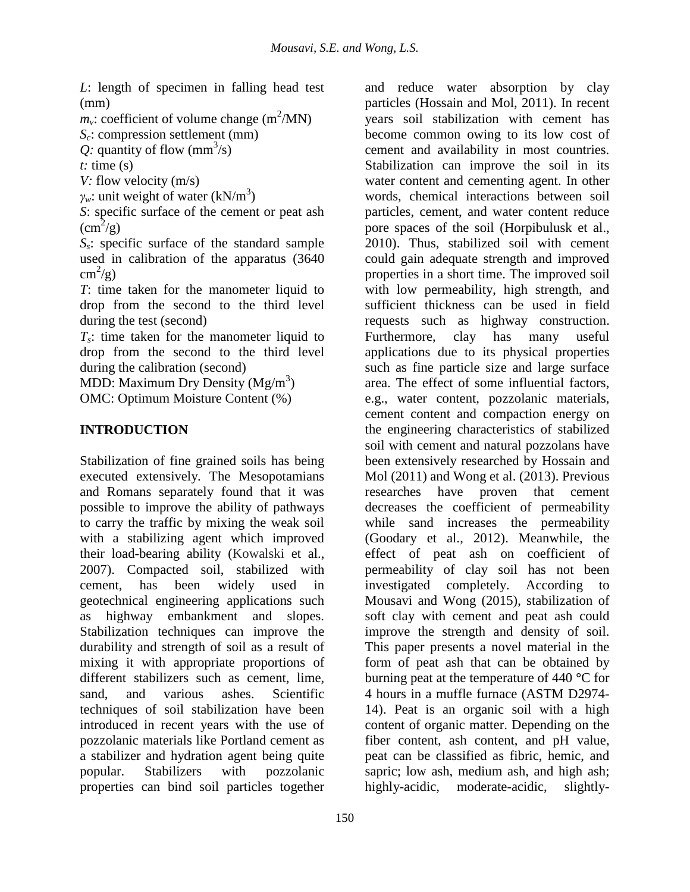$L$: length of specimen in falling head test (mm)

$m_v$: coefficient of volume change ($m^2$/MN)

$S_c$: compression settlement (mm)

$Q$: quantity of flow ($mm^3$/s)

$t$: time (s)

$V$: flow velocity (m/s)

$\gamma_w$: unit weight of water ($kN/m^3$)

$S$: specific surface of the cement or peat ash ($cm^2$/g)

$S_s$: specific surface of the standard sample used in calibration of the apparatus (3640 $cm^2$/g)

$T$: time taken for the manometer liquid to drop from the second to the third level during the test (second)

$T_s$: time taken for the manometer liquid to drop from the second to the third level during the calibration (second)

MDD: Maximum Dry Density ($Mg/m^3$)

OMC: Optimum Moisture Content (%)

## INTRODUCTION

Stabilization of fine grained soils has being executed extensively. The Mesopotamians and Romans separately found that it was possible to improve the ability of pathways to carry the traffic by mixing the weak soil with a stabilizing agent which improved their load-bearing ability (Kowalski et al., 2007). Compacted soil, stabilized with cement, has been widely used in geotechnical engineering applications such as highway embankment and slopes. Stabilization techniques can improve the durability and strength of soil as a result of mixing it with appropriate proportions of different stabilizers such as cement, lime, sand, and various ashes. Scientific techniques of soil stabilization have been introduced in recent years with the use of pozzolanic materials like Portland cement as a stabilizer and hydration agent being quite popular. Stabilizers with pozzolanic properties can bind soil particles together and reduce water absorption by clay particles (Hossain and Mol, 2011). In recent years soil stabilization with cement has become common owing to its low cost of cement and availability in most countries. Stabilization can improve the soil in its water content and cementing agent. In other words, chemical interactions between soil particles, cement, and water content reduce pore spaces of the soil (Horpibulusk et al., 2010). Thus, stabilized soil with cement could gain adequate strength and improved properties in a short time. The improved soil with low permeability, high strength, and sufficient thickness can be used in field requests such as highway construction. Furthermore, clay has many useful applications due to its physical properties such as fine particle size and large surface area. The effect of some influential factors, e.g., water content, pozzolanic materials, cement content and compaction energy on the engineering characteristics of stabilized soil with cement and natural pozzolans have been extensively researched by Hossain and Mol (2011) and Wong et al. (2013). Previous researches have proven that cement decreases the coefficient of permeability while sand increases the permeability (Goodary et al., 2012). Meanwhile, the effect of peat ash on coefficient of permeability of clay soil has not been investigated completely. According to Mousavi and Wong (2015), stabilization of soft clay with cement and peat ash could improve the strength and density of soil. This paper presents a novel material in the form of peat ash that can be obtained by burning peat at the temperature of 440 °C for 4 hours in a muffle furnace (ASTM D2974-14). Peat is an organic soil with a high content of organic matter. Depending on the fiber content, ash content, and pH value, peat can be classified as fibric, hemic, and sapric; low ash, medium ash, and high ash; highly-acidic, moderate-acidic, slightly-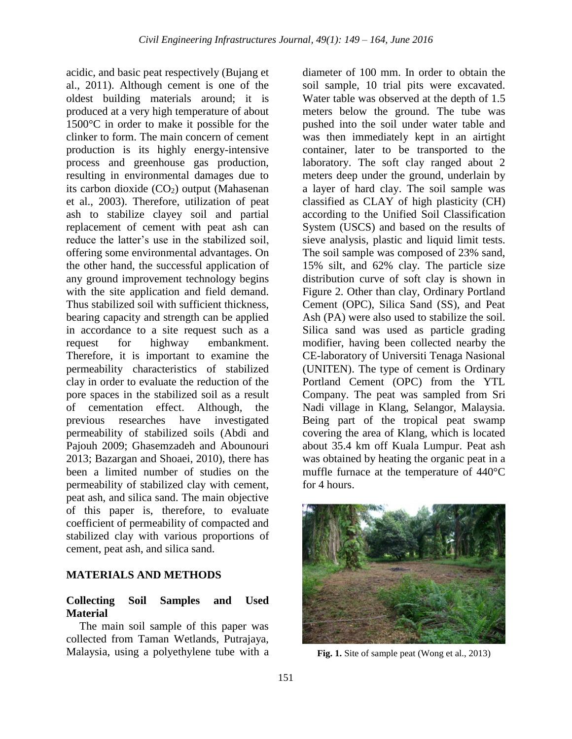acidic, and basic peat respectively (Bujang et al., 2011). Although cement is one of the oldest building materials around; it is produced at a very high temperature of about 1500°C in order to make it possible for the clinker to form. The main concern of cement production is its highly energy-intensive process and greenhouse gas production, resulting in environmental damages due to its carbon dioxide ($CO_2$) output (Mahasenan et al., 2003). Therefore, utilization of peat ash to stabilize clayey soil and partial replacement of cement with peat ash can reduce the latter's use in the stabilized soil, offering some environmental advantages. On the other hand, the successful application of any ground improvement technology begins with the site application and field demand. Thus stabilized soil with sufficient thickness, bearing capacity and strength can be applied in accordance to a site request such as a request for highway embankment. Therefore, it is important to examine the permeability characteristics of stabilized clay in order to evaluate the reduction of the pore spaces in the stabilized soil as a result of cementation effect. Although, the previous researches have investigated permeability of stabilized soils (Abdi and Pajouh 2009; Ghasemzadeh and Abounouri 2013; Bazargan and Shoaei, 2010), there has been a limited number of studies on the permeability of stabilized clay with cement, peat ash, and silica sand. The main objective of this paper is, therefore, to evaluate coefficient of permeability of compacted and stabilized clay with various proportions of cement, peat ash, and silica sand.

## MATERIALS AND METHODS

### Collecting Soil Samples and Used Material

The main soil sample of this paper was collected from Taman Wetlands, Putrajaya, Malaysia, using a polyethylene tube with a diameter of 100 mm. In order to obtain the soil sample, 10 trial pits were excavated. Water table was observed at the depth of 1.5 meters below the ground. The tube was pushed into the soil under water table and was then immediately kept in an airtight container, later to be transported to the laboratory. The soft clay ranged about 2 meters deep under the ground, underlain by a layer of hard clay. The soil sample was classified as CLAY of high plasticity (CH) according to the Unified Soil Classification System (USCS) and based on the results of sieve analysis, plastic and liquid limit tests. The soil sample was composed of 23% sand, 15% silt, and 62% clay. The particle size distribution curve of soft clay is shown in Figure 2. Other than clay, Ordinary Portland Cement (OPC), Silica Sand (SS), and Peat Ash (PA) were also used to stabilize the soil. Silica sand was used as particle grading modifier, having been collected nearby the CE-laboratory of Universiti Tenaga Nasional (UNITEN). The type of cement is Ordinary Portland Cement (OPC) from the YTL Company. The peat was sampled from Sri Nadi village in Klang, Selangor, Malaysia. Being part of the tropical peat swamp covering the area of Klang, which is located about 35.4 km off Kuala Lumpur. Peat ash was obtained by heating the organic peat in a muffle furnace at the temperature of 440°C for 4 hours.

**Fig. 1.** Site of sample peat (Wong et al., 2013)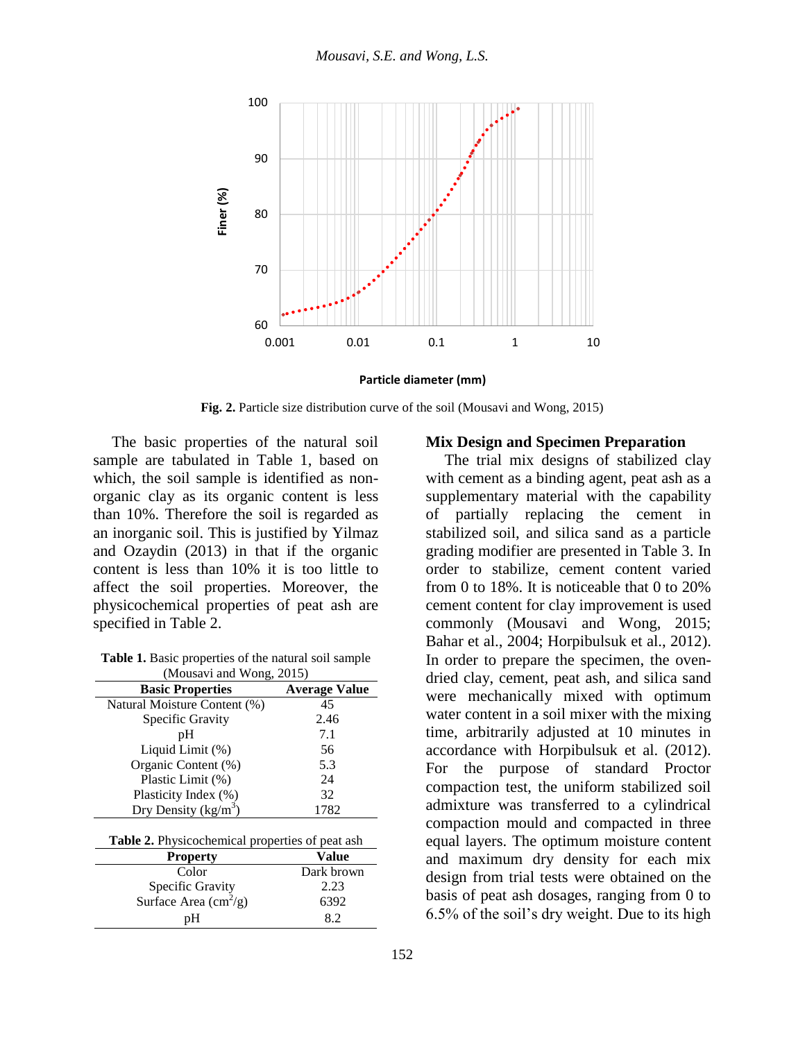**Fig. 2.** Particle size distribution curve of the soil (Mousavi and Wong, 2015)

The basic properties of the natural soil sample are tabulated in Table 1, based on which, the soil sample is identified as non-organic clay as its organic content is less than 10%. Therefore the soil is regarded as an inorganic soil. This is justified by Yilmaz and Ozaydin (2013) in that if the organic content is less than 10% it is too little to affect the soil properties. Moreover, the physicochemical properties of peat ash are specified in Table 2.

**Table 1.** Basic properties of the natural soil sample (Mousavi and Wong, 2015)

| Basic Properties | Average Value |
|---|---|
| Natural Moisture Content (%) | 45 |
| Specific Gravity | 2.46 |
| pH | 7.1 |
| Liquid Limit (%) | 56 |
| Organic Content (%) | 5.3 |
| Plastic Limit (%) | 24 |
| Plasticity Index (%) | 32 |
| Dry Density ($kg/m^3$) | 1782 |

**Table 2.** Physicochemical properties of peat ash

| Property | Value |
|---|---|
| Color | Dark brown |
| Specific Gravity | 2.23 |
| Surface Area ($cm^2/g$) | 6392 |
| pH | 8.2 |

## Mix Design and Specimen Preparation

The trial mix designs of stabilized clay with cement as a binding agent, peat ash as a supplementary material with the capability of partially replacing the cement in stabilized soil, and silica sand as a particle grading modifier are presented in Table 3. In order to stabilize, cement content varied from 0 to 18%. It is noticeable that 0 to 20% cement content for clay improvement is used commonly (Mousavi and Wong, 2015; Bahar et al., 2004; Horpibulsuk et al., 2012). In order to prepare the specimen, the oven-dried clay, cement, peat ash, and silica sand were mechanically mixed with optimum water content in a soil mixer with the mixing time, arbitrarily adjusted at 10 minutes in accordance with Horpibulsuk et al. (2012). For the purpose of standard Proctor compaction test, the uniform stabilized soil admixture was transferred to a cylindrical compaction mould and compacted in three equal layers. The optimum moisture content and maximum dry density for each mix design from trial tests were obtained on the basis of peat ash dosages, ranging from 0 to 6.5% of the soil's dry weight. Due to its high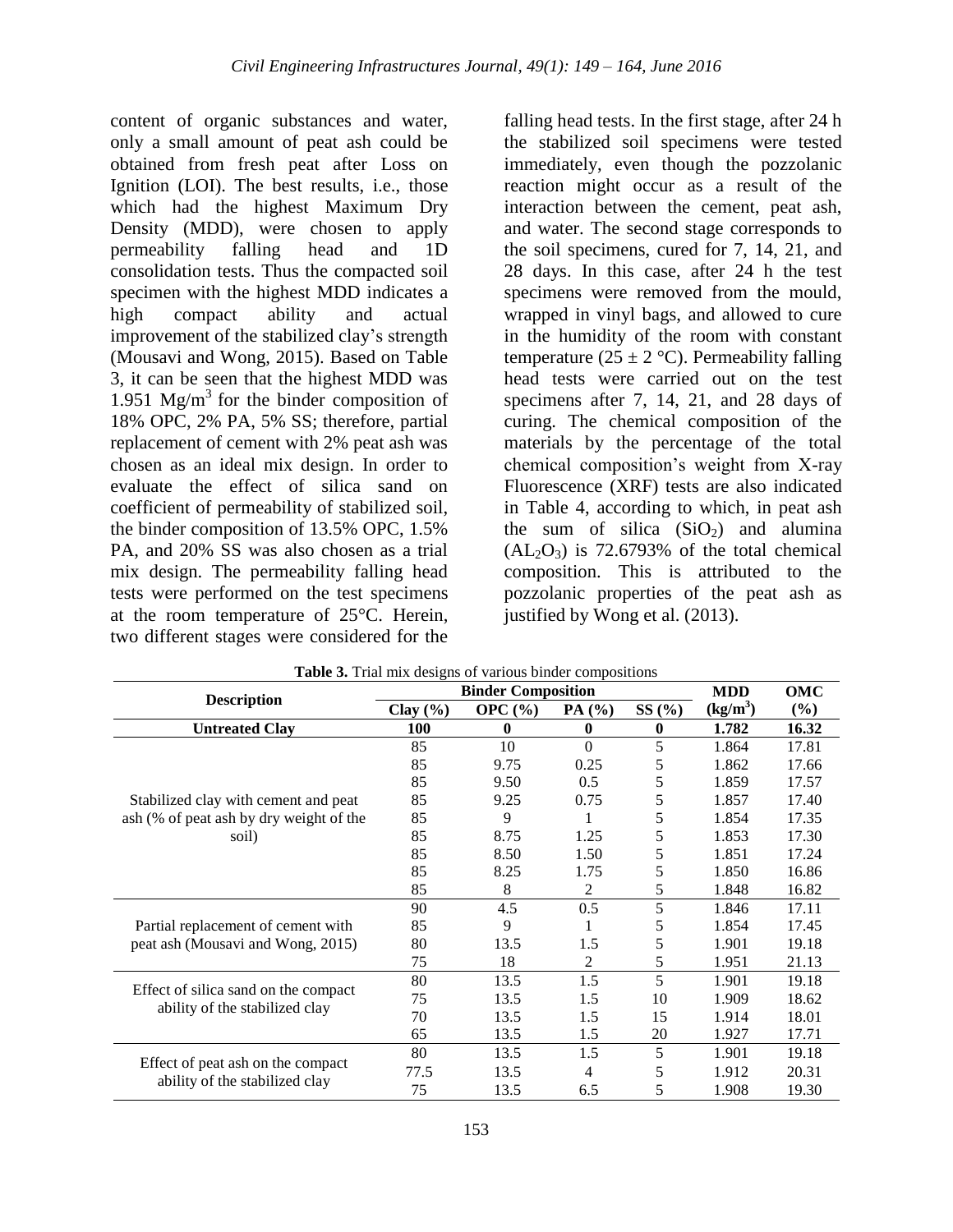content of organic substances and water, only a small amount of peat ash could be obtained from fresh peat after Loss on Ignition (LOI). The best results, i.e., those which had the highest Maximum Dry Density (MDD), were chosen to apply permeability falling head and 1D consolidation tests. Thus the compacted soil specimen with the highest MDD indicates a high compact ability and actual improvement of the stabilized clay's strength (Mousavi and Wong, 2015). Based on Table 3, it can be seen that the highest MDD was 1.951 $Mg/m^3$ for the binder composition of 18% OPC, 2% PA, 5% SS; therefore, partial replacement of cement with 2% peat ash was chosen as an ideal mix design. In order to evaluate the effect of silica sand on coefficient of permeability of stabilized soil, the binder composition of 13.5% OPC, 1.5% PA, and 20% SS was also chosen as a trial mix design. The permeability falling head tests were performed on the test specimens at the room temperature of 25°C. Herein, two different stages were considered for the falling head tests. In the first stage, after 24 h the stabilized soil specimens were tested immediately, even though the pozzolanic reaction might occur as a result of the interaction between the cement, peat ash, and water. The second stage corresponds to the soil specimens, cured for 7, 14, 21, and 28 days. In this case, after 24 h the test specimens were removed from the mould, wrapped in vinyl bags, and allowed to cure in the humidity of the room with constant temperature (25 ± 2 °C). Permeability falling head tests were carried out on the test specimens after 7, 14, 21, and 28 days of curing. The chemical composition of the materials by the percentage of the total chemical composition's weight from X-ray Fluorescence (XRF) tests are also indicated in Table 4, according to which, in peat ash the sum of silica ($SiO_2$) and alumina ($AL_2O_3$) is 72.6793% of the total chemical composition. This is attributed to the pozzolanic properties of the peat ash as justified by Wong et al. (2013).

**Table 3.** Trial mix designs of various binder compositions

| Description | Binder Composition | | | | MDD | OMC |
|---|---|---|---|---|---|---|
| | Clay (%) | OPC (%) | PA (%) | SS (%) | ($kg/m^3$) | (%) |
| **Untreated Clay** | **100** | **0** | **0** | **0** | **1.782** | **16.32** |
| Stabilized clay with cement and peat ash (% of peat ash by dry weight of the soil) | 85 | 10 | 0 | 5 | 1.864 | 17.81 |
| | 85 | 9.75 | 0.25 | 5 | 1.862 | 17.66 |
| | 85 | 9.50 | 0.5 | 5 | 1.859 | 17.57 |
| | 85 | 9.25 | 0.75 | 5 | 1.857 | 17.40 |
| | 85 | 9 | 1 | 5 | 1.854 | 17.35 |
| | 85 | 8.75 | 1.25 | 5 | 1.853 | 17.30 |
| | 85 | 8.50 | 1.50 | 5 | 1.851 | 17.24 |
| | 85 | 8.25 | 1.75 | 5 | 1.850 | 16.86 |
| | 85 | 8 | 2 | 5 | 1.848 | 16.82 |
| Partial replacement of cement with peat ash (Mousavi and Wong, 2015) | 90 | 4.5 | 0.5 | 5 | 1.846 | 17.11 |
| | 85 | 9 | 1 | 5 | 1.854 | 17.45 |
| | 80 | 13.5 | 1.5 | 5 | 1.901 | 19.18 |
| | 75 | 18 | 2 | 5 | 1.951 | 21.13 |
| Effect of silica sand on the compact ability of the stabilized clay | 80 | 13.5 | 1.5 | 5 | 1.901 | 19.18 |
| | 75 | 13.5 | 1.5 | 10 | 1.909 | 18.62 |
| | 70 | 13.5 | 1.5 | 15 | 1.914 | 18.01 |
| | 65 | 13.5 | 1.5 | 20 | 1.927 | 17.71 |
| Effect of peat ash on the compact ability of the stabilized clay | 80 | 13.5 | 1.5 | 5 | 1.901 | 19.18 |
| | 77.5 | 13.5 | 4 | 5 | 1.912 | 20.31 |
| | 75 | 13.5 | 6.5 | 5 | 1.908 | 19.30 |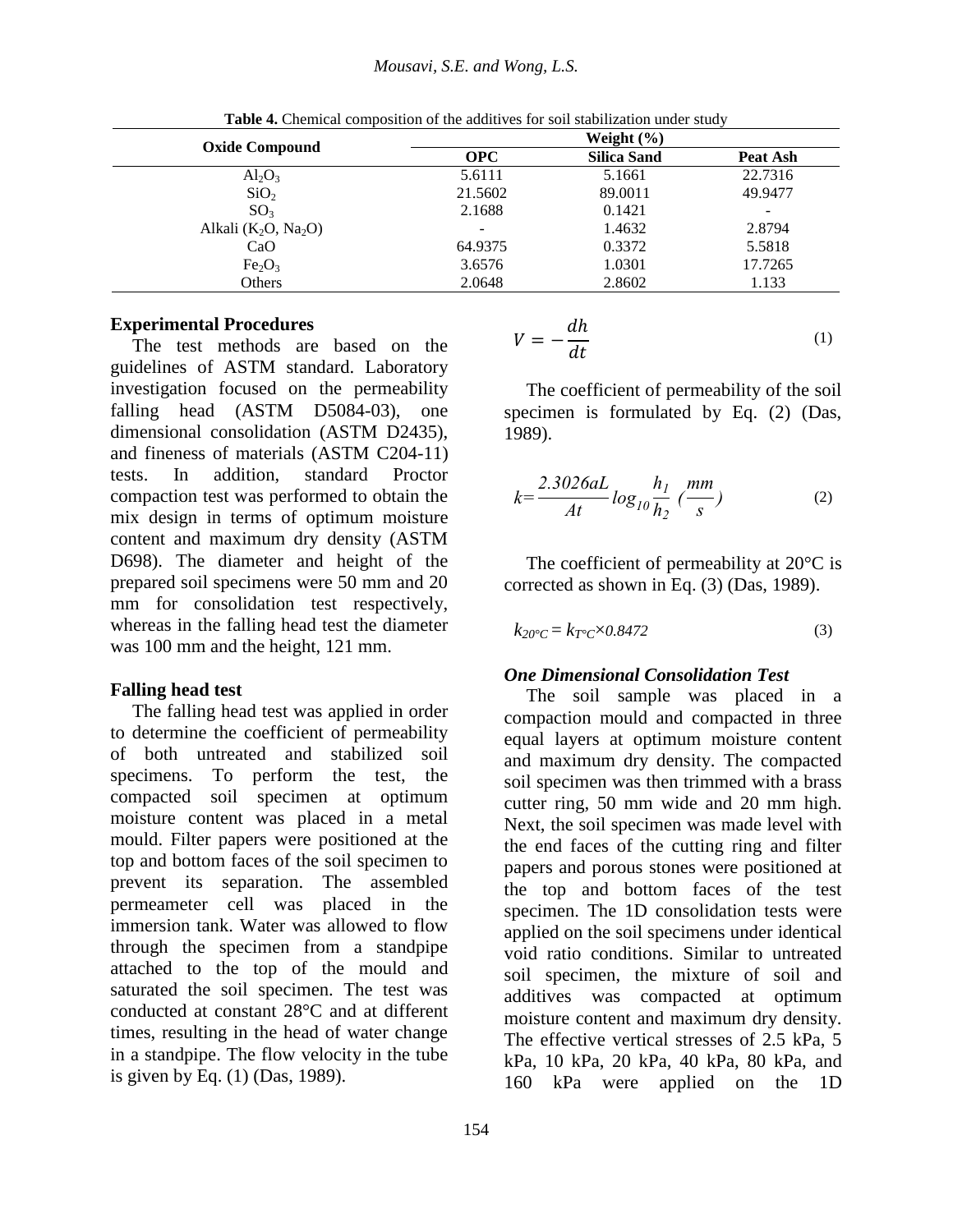**Table 4.** Chemical composition of the additives for soil stabilization under study

| Oxide Compound | Weight (%) | | |
|---|---|---|---|
| | **OPC** | **Silica Sand** | **Peat Ash** |
| $Al_2O_3$ | 5.6111 | 5.1661 | 22.7316 |
| $SiO_2$ | 21.5602 | 89.0011 | 49.9477 |
| $SO_3$ | 2.1688 | 0.1421 | - |
| Alkali ($K_2O$, $Na_2O$) | - | 1.4632 | 2.8794 |
| CaO | 64.9375 | 0.3372 | 5.5818 |
| $Fe_2O_3$ | 3.6576 | 1.0301 | 17.7265 |
| Others | 2.0648 | 2.8602 | 1.133 |

## Experimental Procedures

The test methods are based on the guidelines of ASTM standard. Laboratory investigation focused on the permeability falling head (ASTM D5084-03), one dimensional consolidation (ASTM D2435), and fineness of materials (ASTM C204-11) tests. In addition, standard Proctor compaction test was performed to obtain the mix design in terms of optimum moisture content and maximum dry density (ASTM D698). The diameter and height of the prepared soil specimens were 50 mm and 20 mm for consolidation test respectively, whereas in the falling head test the diameter was 100 mm and the height, 121 mm.

## Falling head test

The falling head test was applied in order to determine the coefficient of permeability of both untreated and stabilized soil specimens. To perform the test, the compacted soil specimen at optimum moisture content was placed in a metal mould. Filter papers were positioned at the top and bottom faces of the soil specimen to prevent its separation. The assembled permeameter cell was placed in the immersion tank. Water was allowed to flow through the specimen from a standpipe attached to the top of the mould and saturated the soil specimen. The test was conducted at constant 28°C and at different times, resulting in the head of water change in a standpipe. The flow velocity in the tube is given by Eq. (1) (Das, 1989).

$$V = -\frac{dh}{dt} \tag{1}$$

The coefficient of permeability of the soil specimen is formulated by Eq. (2) (Das, 1989).

$$k = \frac{2.3026aL}{At} \log_{10} \frac{h_1}{h_2} \left(\frac{mm}{s}\right) \tag{2}$$

The coefficient of permeability at 20°C is corrected as shown in Eq. (3) (Das, 1989).

$$k_{20°C} = k_{T°C} \times 0.8472 \tag{3}$$

### *One Dimensional Consolidation Test*

The soil sample was placed in a compaction mould and compacted in three equal layers at optimum moisture content and maximum dry density. The compacted soil specimen was then trimmed with a brass cutter ring, 50 mm wide and 20 mm high. Next, the soil specimen was made level with the end faces of the cutting ring and filter papers and porous stones were positioned at the top and bottom faces of the test specimen. The 1D consolidation tests were applied on the soil specimens under identical void ratio conditions. Similar to untreated soil specimen, the mixture of soil and additives was compacted at optimum moisture content and maximum dry density. The effective vertical stresses of 2.5 kPa, 5 kPa, 10 kPa, 20 kPa, 40 kPa, 80 kPa, and 160 kPa were applied on the 1D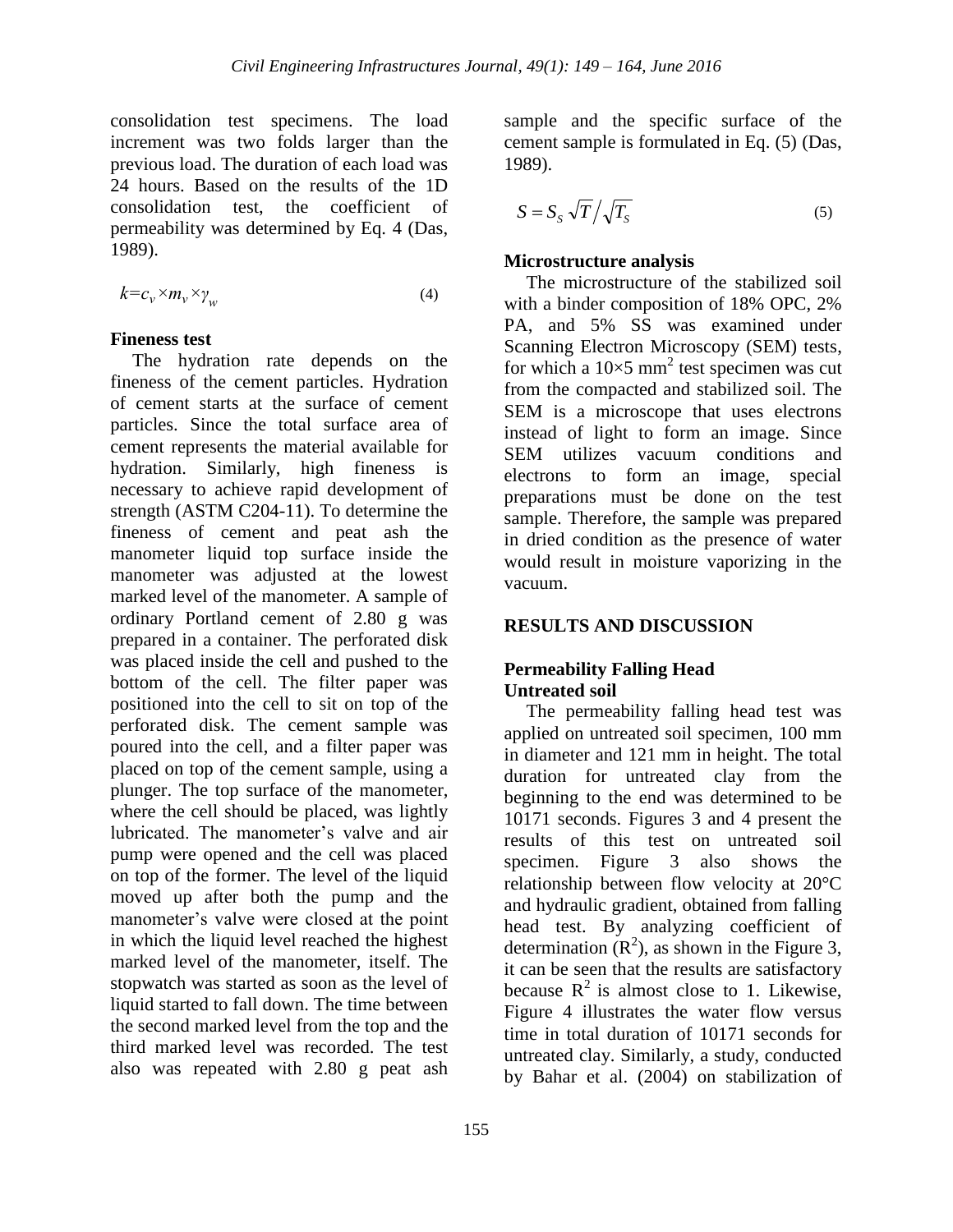consolidation test specimens. The load increment was two folds larger than the previous load. The duration of each load was 24 hours. Based on the results of the 1D consolidation test, the coefficient of permeability was determined by Eq. 4 (Das, 1989).

$$k=c_v \times m_v \times \gamma_w \tag{4}$$

### Fineness test

The hydration rate depends on the fineness of the cement particles. Hydration of cement starts at the surface of cement particles. Since the total surface area of cement represents the material available for hydration. Similarly, high fineness is necessary to achieve rapid development of strength (ASTM C204-11). To determine the fineness of cement and peat ash the manometer liquid top surface inside the manometer was adjusted at the lowest marked level of the manometer. A sample of ordinary Portland cement of 2.80 g was prepared in a container. The perforated disk was placed inside the cell and pushed to the bottom of the cell. The filter paper was positioned into the cell to sit on top of the perforated disk. The cement sample was poured into the cell, and a filter paper was placed on top of the cement sample, using a plunger. The top surface of the manometer, where the cell should be placed, was lightly lubricated. The manometer's valve and air pump were opened and the cell was placed on top of the former. The level of the liquid moved up after both the pump and the manometer's valve were closed at the point in which the liquid level reached the highest marked level of the manometer, itself. The stopwatch was started as soon as the level of liquid started to fall down. The time between the second marked level from the top and the third marked level was recorded. The test also was repeated with 2.80 g peat ash sample and the specific surface of the cement sample is formulated in Eq. (5) (Das, 1989).

$$S = S_S \sqrt{T} \big/ \sqrt{T_S} \tag{5}$$

### Microstructure analysis

The microstructure of the stabilized soil with a binder composition of 18% OPC, 2% PA, and 5% SS was examined under Scanning Electron Microscopy (SEM) tests, for which a 10×5 $mm^2$ test specimen was cut from the compacted and stabilized soil. The SEM is a microscope that uses electrons instead of light to form an image. Since SEM utilizes vacuum conditions and electrons to form an image, special preparations must be done on the test sample. Therefore, the sample was prepared in dried condition as the presence of water would result in moisture vaporizing in the vacuum.

## RESULTS AND DISCUSSION

### Permeability Falling Head

#### Untreated soil

The permeability falling head test was applied on untreated soil specimen, 100 mm in diameter and 121 mm in height. The total duration for untreated clay from the beginning to the end was determined to be 10171 seconds. Figures 3 and 4 present the results of this test on untreated soil specimen. Figure 3 also shows the relationship between flow velocity at 20°C and hydraulic gradient, obtained from falling head test. By analyzing coefficient of determination ($R^2$), as shown in the Figure 3, it can be seen that the results are satisfactory because $R^2$ is almost close to 1. Likewise, Figure 4 illustrates the water flow versus time in total duration of 10171 seconds for untreated clay. Similarly, a study, conducted by Bahar et al. (2004) on stabilization of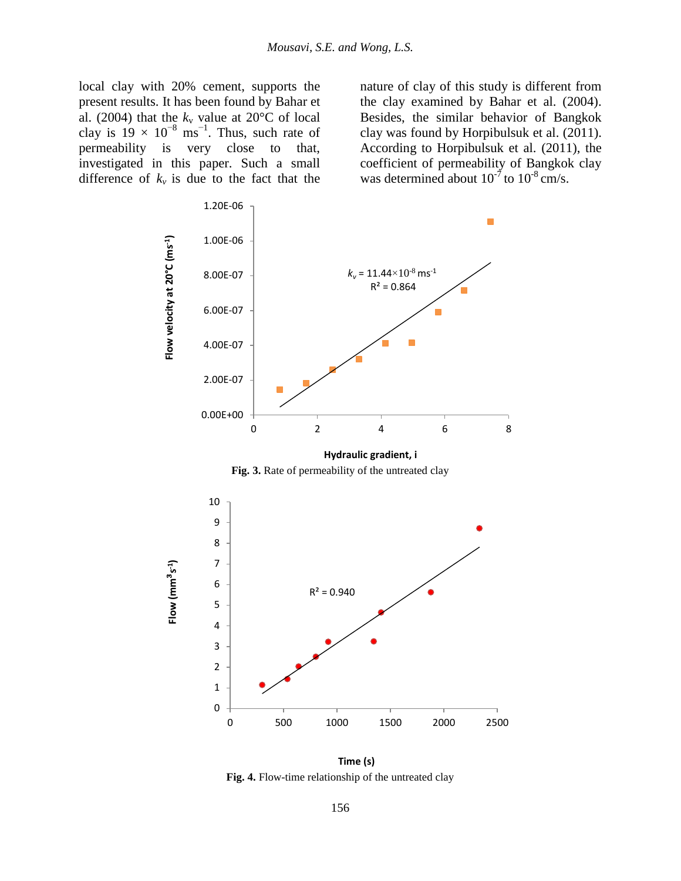local clay with 20% cement, supports the present results. It has been found by Bahar et al. (2004) that the $k_v$ value at 20°C of local clay is $19 \times 10^{-8}$ $ms^{-1}$. Thus, such rate of permeability is very close to that, investigated in this paper. Such a small difference of $k_v$ is due to the fact that the nature of clay of this study is different from the clay examined by Bahar et al. (2004). Besides, the similar behavior of Bangkok clay was found by Horpibulsuk et al. (2011). According to Horpibulsuk et al. (2011), the coefficient of permeability of Bangkok clay was determined about $10^{-7}$ to $10^{-8}$ cm/s.

**Fig. 3.** Rate of permeability of the untreated clay

**Fig. 4.** Flow-time relationship of the untreated clay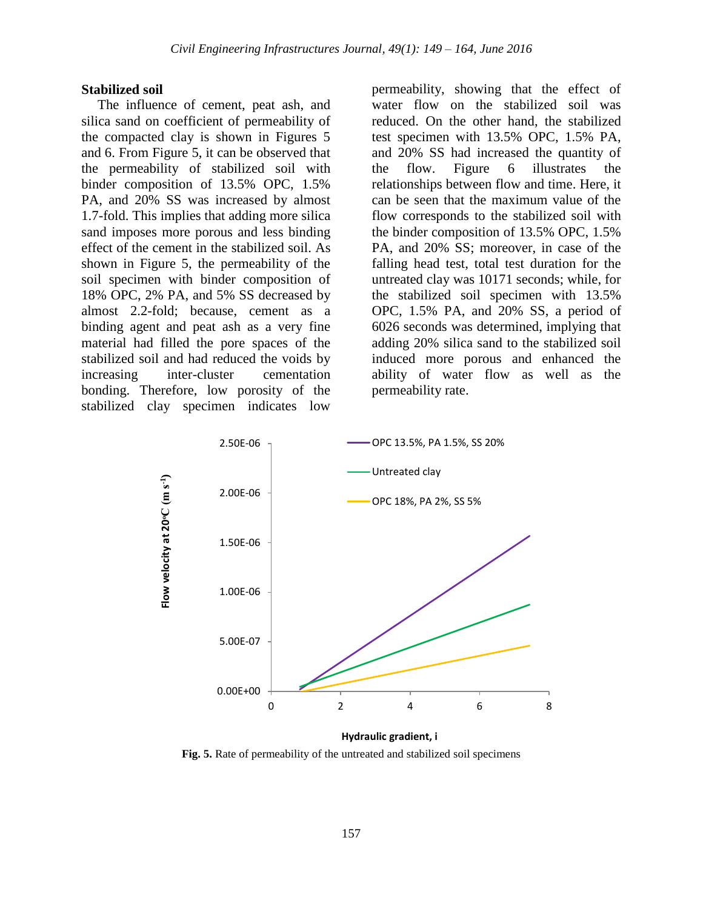### Stabilized soil

The influence of cement, peat ash, and silica sand on coefficient of permeability of the compacted clay is shown in Figures 5 and 6. From Figure 5, it can be observed that the permeability of stabilized soil with binder composition of 13.5% OPC, 1.5% PA, and 20% SS was increased by almost 1.7-fold. This implies that adding more silica sand imposes more porous and less binding effect of the cement in the stabilized soil. As shown in Figure 5, the permeability of the soil specimen with binder composition of 18% OPC, 2% PA, and 5% SS decreased by almost 2.2-fold; because, cement as a binding agent and peat ash as a very fine material had filled the pore spaces of the stabilized soil and had reduced the voids by increasing inter-cluster cementation bonding. Therefore, low porosity of the stabilized clay specimen indicates low permeability, showing that the effect of water flow on the stabilized soil was reduced. On the other hand, the stabilized test specimen with 13.5% OPC, 1.5% PA, and 20% SS had increased the quantity of the flow. Figure 6 illustrates the relationships between flow and time. Here, it can be seen that the maximum value of the flow corresponds to the stabilized soil with the binder composition of 13.5% OPC, 1.5% PA, and 20% SS; moreover, in case of the falling head test, total test duration for the untreated clay was 10171 seconds; while, for the stabilized soil specimen with 13.5% OPC, 1.5% PA, and 20% SS, a period of 6026 seconds was determined, implying that adding 20% silica sand to the stabilized soil induced more porous and enhanced the ability of water flow as well as the permeability rate.

**Fig. 5.** Rate of permeability of the untreated and stabilized soil specimens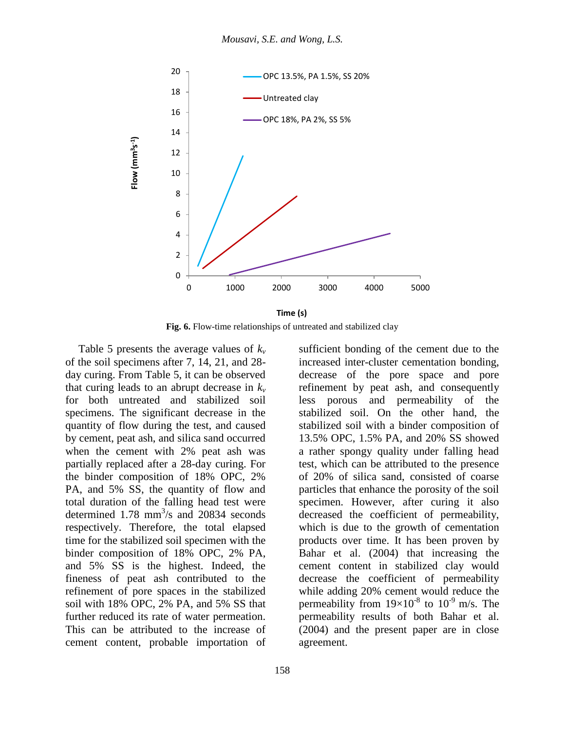**Fig. 6.** Flow-time relationships of untreated and stabilized clay

Table 5 presents the average values of $k_v$ of the soil specimens after 7, 14, 21, and 28-day curing. From Table 5, it can be observed that curing leads to an abrupt decrease in $k_v$ for both untreated and stabilized soil specimens. The significant decrease in the quantity of flow during the test, and caused by cement, peat ash, and silica sand occurred when the cement with 2% peat ash was partially replaced after a 28-day curing. For the binder composition of 18% OPC, 2% PA, and 5% SS, the quantity of flow and total duration of the falling head test were determined 1.78 $mm^3/s$ and 20834 seconds respectively. Therefore, the total elapsed time for the stabilized soil specimen with the binder composition of 18% OPC, 2% PA, and 5% SS is the highest. Indeed, the fineness of peat ash contributed to the refinement of pore spaces in the stabilized soil with 18% OPC, 2% PA, and 5% SS that further reduced its rate of water permeation. This can be attributed to the increase of cement content, probable importation of sufficient bonding of the cement due to the increased inter-cluster cementation bonding, decrease of the pore space and pore refinement by peat ash, and consequently less porous and permeability of the stabilized soil. On the other hand, the stabilized soil with a binder composition of 13.5% OPC, 1.5% PA, and 20% SS showed a rather spongy quality under falling head test, which can be attributed to the presence of 20% of silica sand, consisted of coarse particles that enhance the porosity of the soil specimen. However, after curing it also decreased the coefficient of permeability, which is due to the growth of cementation products over time. It has been proven by Bahar et al. (2004) that increasing the cement content in stabilized clay would decrease the coefficient of permeability while adding 20% cement would reduce the permeability from $19\times10^{-8}$ to $10^{-9}$ m/s. The permeability results of both Bahar et al. (2004) and the present paper are in close agreement.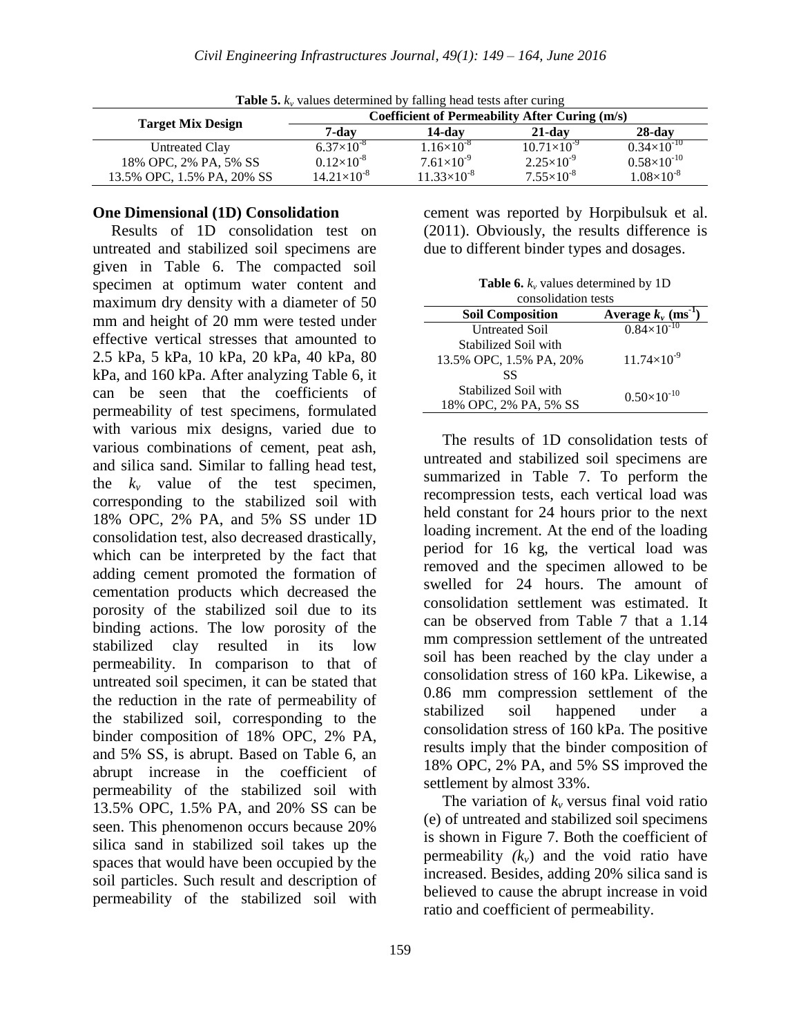**Table 5.** $k_v$ values determined by falling head tests after curing

| Target Mix Design | Coefficient of Permeability After Curing (m/s) | | | |
|---|---|---|---|---|
| | 7-day | 14-day | 21-day | 28-day |
| Untreated Clay | $6.37\times10^{-8}$ | $1.16\times10^{-8}$ | $10.71\times10^{-9}$ | $0.34\times10^{-10}$ |
| 18% OPC, 2% PA, 5% SS | $0.12\times10^{-8}$ | $7.61\times10^{-9}$ | $2.25\times10^{-9}$ | $0.58\times10^{-10}$ |
| 13.5% OPC, 1.5% PA, 20% SS | $14.21\times10^{-8}$ | $11.33\times10^{-8}$ | $7.55\times10^{-8}$ | $1.08\times10^{-8}$ |

## One Dimensional (1D) Consolidation

Results of 1D consolidation test on untreated and stabilized soil specimens are given in Table 6. The compacted soil specimen at optimum water content and maximum dry density with a diameter of 50 mm and height of 20 mm were tested under effective vertical stresses that amounted to 2.5 kPa, 5 kPa, 10 kPa, 20 kPa, 40 kPa, 80 kPa, and 160 kPa. After analyzing Table 6, it can be seen that the coefficients of permeability of test specimens, formulated with various mix designs, varied due to various combinations of cement, peat ash, and silica sand. Similar to falling head test, the $k_v$ value of the test specimen, corresponding to the stabilized soil with 18% OPC, 2% PA, and 5% SS under 1D consolidation test, also decreased drastically, which can be interpreted by the fact that adding cement promoted the formation of cementation products which decreased the porosity of the stabilized soil due to its binding actions. The low porosity of the stabilized clay resulted in its low permeability. In comparison to that of untreated soil specimen, it can be stated that the reduction in the rate of permeability of the stabilized soil, corresponding to the binder composition of 18% OPC, 2% PA, and 5% SS, is abrupt. Based on Table 6, an abrupt increase in the coefficient of permeability of the stabilized soil with 13.5% OPC, 1.5% PA, and 20% SS can be seen. This phenomenon occurs because 20% silica sand in stabilized soil takes up the spaces that would have been occupied by the soil particles. Such result and description of permeability of the stabilized soil with cement was reported by Horpibulsuk et al. (2011). Obviously, the results difference is due to different binder types and dosages.

**Table 6.** $k_v$ values determined by 1D consolidation tests

| Soil Composition | Average $k_v$ ($ms^{-1}$) |
|---|---|
| Untreated Soil | $0.84\times10^{-10}$ |
| Stabilized Soil with 13.5% OPC, 1.5% PA, 20% SS | $11.74\times10^{-9}$ |
| Stabilized Soil with 18% OPC, 2% PA, 5% SS | $0.50\times10^{-10}$ |

The results of 1D consolidation tests of untreated and stabilized soil specimens are summarized in Table 7. To perform the recompression tests, each vertical load was held constant for 24 hours prior to the next loading increment. At the end of the loading period for 16 kg, the vertical load was removed and the specimen allowed to be swelled for 24 hours. The amount of consolidation settlement was estimated. It can be observed from Table 7 that a 1.14 mm compression settlement of the untreated soil has been reached by the clay under a consolidation stress of 160 kPa. Likewise, a 0.86 mm compression settlement of the stabilized soil happened under a consolidation stress of 160 kPa. The positive results imply that the binder composition of 18% OPC, 2% PA, and 5% SS improved the settlement by almost 33%.

The variation of $k_v$ versus final void ratio (e) of untreated and stabilized soil specimens is shown in Figure 7. Both the coefficient of permeability $(k_v)$ and the void ratio have increased. Besides, adding 20% silica sand is believed to cause the abrupt increase in void ratio and coefficient of permeability.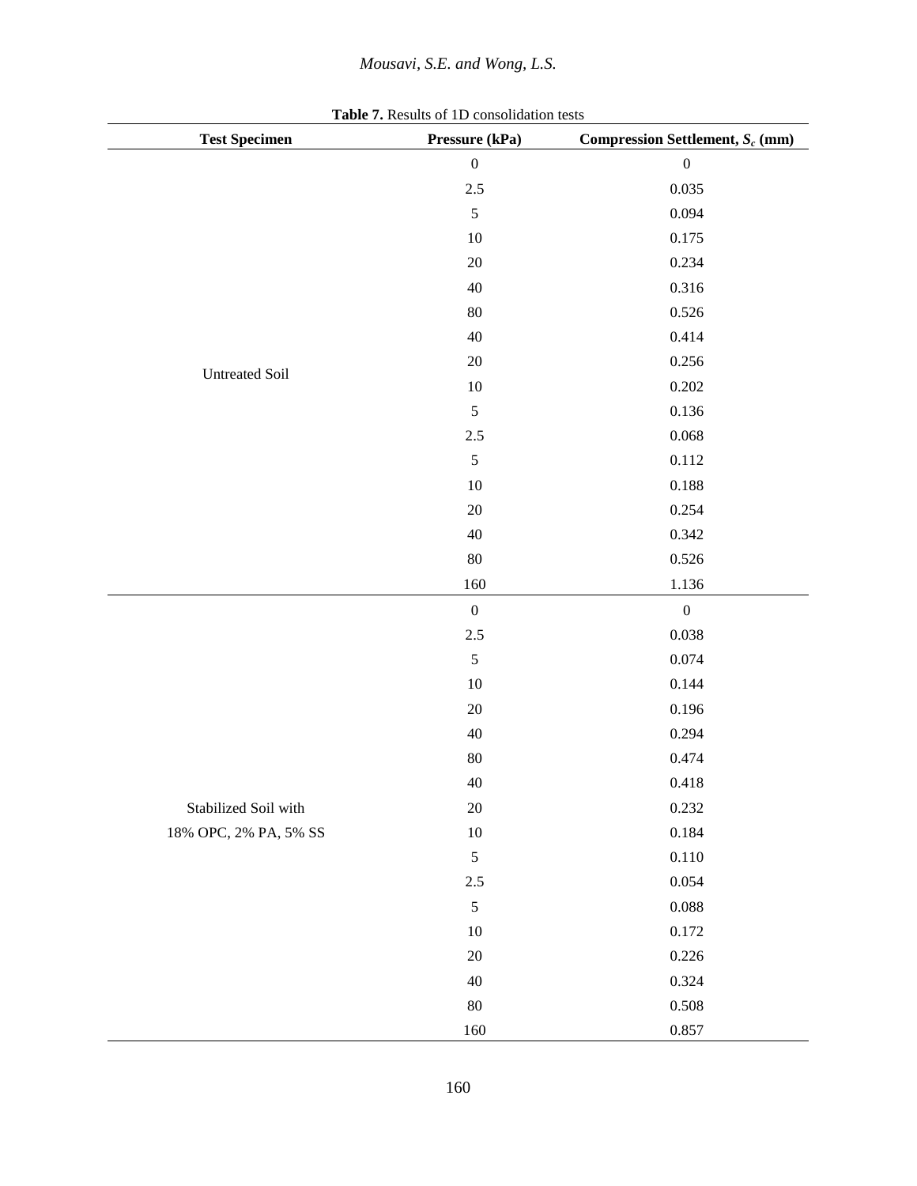**Table 7.** Results of 1D consolidation tests

| Test Specimen | Pressure (kPa) | Compression Settlement, $S_c$ (mm) |
|---|---|---|
| Untreated Soil | 0 | 0 |
| | 2.5 | 0.035 |
| | 5 | 0.094 |
| | 10 | 0.175 |
| | 20 | 0.234 |
| | 40 | 0.316 |
| | 80 | 0.526 |
| | 40 | 0.414 |
| | 20 | 0.256 |
| | 10 | 0.202 |
| | 5 | 0.136 |
| | 2.5 | 0.068 |
| | 5 | 0.112 |
| | 10 | 0.188 |
| | 20 | 0.254 |
| | 40 | 0.342 |
| | 80 | 0.526 |
| | 160 | 1.136 |
| Stabilized Soil with 18% OPC, 2% PA, 5% SS | 0 | 0 |
| | 2.5 | 0.038 |
| | 5 | 0.074 |
| | 10 | 0.144 |
| | 20 | 0.196 |
| | 40 | 0.294 |
| | 80 | 0.474 |
| | 40 | 0.418 |
| | 20 | 0.232 |
| | 10 | 0.184 |
| | 5 | 0.110 |
| | 2.5 | 0.054 |
| | 5 | 0.088 |
| | 10 | 0.172 |
| | 20 | 0.226 |
| | 40 | 0.324 |
| | 80 | 0.508 |
| | 160 | 0.857 |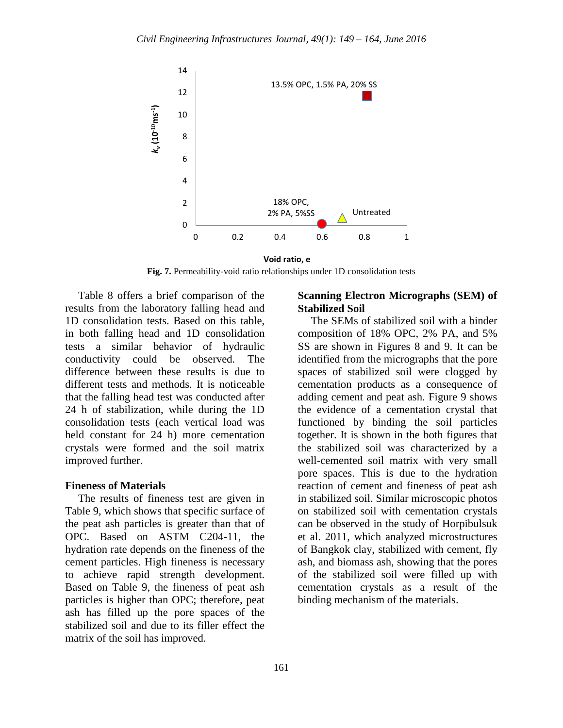Fig. 7. Permeability-void ratio relationships under 1D consolidation tests

Table 8 offers a brief comparison of the results from the laboratory falling head and 1D consolidation tests. Based on this table, in both falling head and 1D consolidation tests a similar behavior of hydraulic conductivity could be observed. The difference between these results is due to different tests and methods. It is noticeable that the falling head test was conducted after 24 h of stabilization, while during the 1D consolidation tests (each vertical load was held constant for 24 h) more cementation crystals were formed and the soil matrix improved further.

## Fineness of Materials

The results of fineness test are given in Table 9, which shows that specific surface of the peat ash particles is greater than that of OPC. Based on ASTM C204-11, the hydration rate depends on the fineness of the cement particles. High fineness is necessary to achieve rapid strength development. Based on Table 9, the fineness of peat ash particles is higher than OPC; therefore, peat ash has filled up the pore spaces of the stabilized soil and due to its filler effect the matrix of the soil has improved.

## Scanning Electron Micrographs (SEM) of Stabilized Soil

The SEMs of stabilized soil with a binder composition of 18% OPC, 2% PA, and 5% SS are shown in Figures 8 and 9. It can be identified from the micrographs that the pore spaces of stabilized soil were clogged by cementation products as a consequence of adding cement and peat ash. Figure 9 shows the evidence of a cementation crystal that functioned by binding the soil particles together. It is shown in the both figures that the stabilized soil was characterized by a well-cemented soil matrix with very small pore spaces. This is due to the hydration reaction of cement and fineness of peat ash in stabilized soil. Similar microscopic photos on stabilized soil with cementation crystals can be observed in the study of Horpibulsuk et al. 2011, which analyzed microstructures of Bangkok clay, stabilized with cement, fly ash, and biomass ash, showing that the pores of the stabilized soil were filled up with cementation crystals as a result of the binding mechanism of the materials.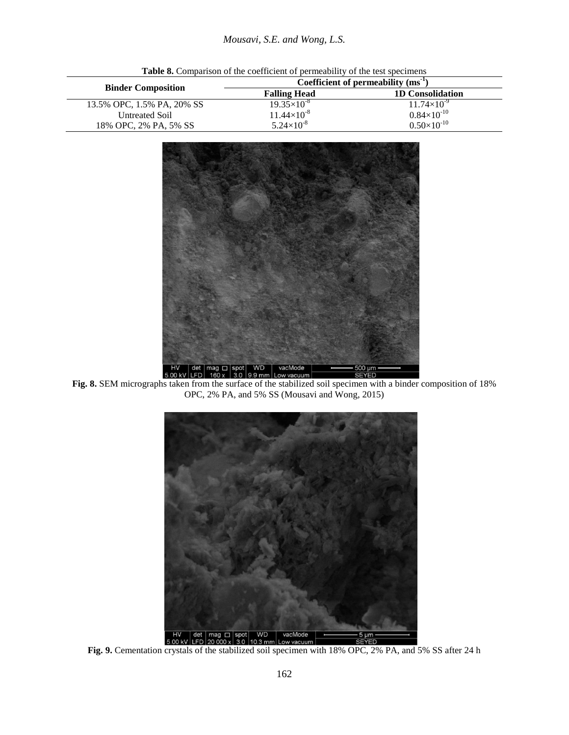**Table 8.** Comparison of the coefficient of permeability of the test specimens

| Binder Composition | Coefficient of permeability ($ms^{-1}$) | |
|---|---|---|
| | Falling Head | 1D Consolidation |
| 13.5% OPC, 1.5% PA, 20% SS | $19.35\times10^{-8}$ | $11.74\times10^{-9}$ |
| Untreated Soil | $11.44\times10^{-8}$ | $0.84\times10^{-10}$ |
| 18% OPC, 2% PA, 5% SS | $5.24\times10^{-8}$ | $0.50\times10^{-10}$ |

**Fig. 8.** SEM micrographs taken from the surface of the stabilized soil specimen with a binder composition of 18% OPC, 2% PA, and 5% SS (Mousavi and Wong, 2015)

**Fig. 9.** Cementation crystals of the stabilized soil specimen with 18% OPC, 2% PA, and 5% SS after 24 h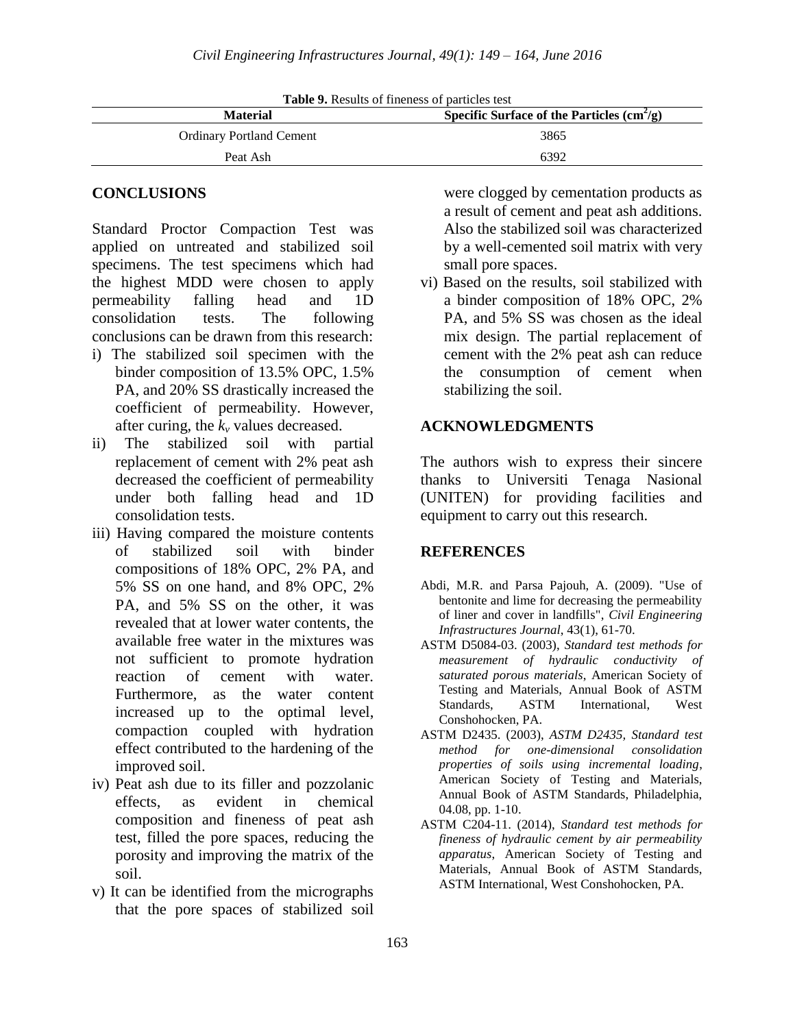**Table 9.** Results of fineness of particles test

| Material | Specific Surface of the Particles ($cm^2/g$) |
|---|---|
| Ordinary Portland Cement | 3865 |
| Peat Ash | 6392 |

## CONCLUSIONS

Standard Proctor Compaction Test was applied on untreated and stabilized soil specimens. The test specimens which had the highest MDD were chosen to apply permeability falling head and 1D consolidation tests. The following conclusions can be drawn from this research:

i) The stabilized soil specimen with the binder composition of 13.5% OPC, 1.5% PA, and 20% SS drastically increased the coefficient of permeability. However, after curing, the $k_v$ values decreased.

ii) The stabilized soil with partial replacement of cement with 2% peat ash decreased the coefficient of permeability under both falling head and 1D consolidation tests.

iii) Having compared the moisture contents of stabilized soil with binder compositions of 18% OPC, 2% PA, and 5% SS on one hand, and 8% OPC, 2% PA, and 5% SS on the other, it was revealed that at lower water contents, the available free water in the mixtures was not sufficient to promote hydration reaction of cement with water. Furthermore, as the water content increased up to the optimal level, compaction coupled with hydration effect contributed to the hardening of the improved soil.

iv) Peat ash due to its filler and pozzolanic effects, as evident in chemical composition and fineness of peat ash test, filled the pore spaces, reducing the porosity and improving the matrix of the soil.

v) It can be identified from the micrographs that the pore spaces of stabilized soil were clogged by cementation products as a result of cement and peat ash additions. Also the stabilized soil was characterized by a well-cemented soil matrix with very small pore spaces.

vi) Based on the results, soil stabilized with a binder composition of 18% OPC, 2% PA, and 5% SS was chosen as the ideal mix design. The partial replacement of cement with the 2% peat ash can reduce the consumption of cement when stabilizing the soil.

## ACKNOWLEDGMENTS

The authors wish to express their sincere thanks to Universiti Tenaga Nasional (UNITEN) for providing facilities and equipment to carry out this research.

## REFERENCES

Abdi, M.R. and Parsa Pajouh, A. (2009). "Use of bentonite and lime for decreasing the permeability of liner and cover in landfills", *Civil Engineering Infrastructures Journal*, 43(1), 61-70.

ASTM D5084-03. (2003), *Standard test methods for measurement of hydraulic conductivity of saturated porous materials*, American Society of Testing and Materials, Annual Book of ASTM Standards, ASTM International, West Conshohocken, PA.

ASTM D2435. (2003), *ASTM D2435, Standard test method for one-dimensional consolidation properties of soils using incremental loading*, American Society of Testing and Materials, Annual Book of ASTM Standards, Philadelphia, 04.08, pp. 1-10.

ASTM C204-11. (2014), *Standard test methods for fineness of hydraulic cement by air permeability apparatus*, American Society of Testing and Materials, Annual Book of ASTM Standards, ASTM International, West Conshohocken, PA.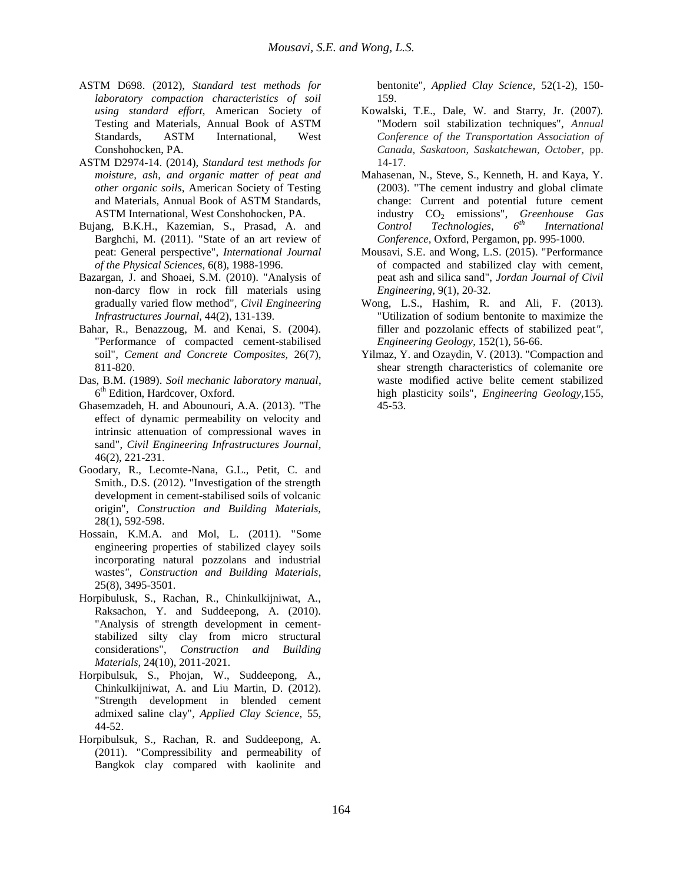ASTM D698. (2012), *Standard test methods for laboratory compaction characteristics of soil using standard effort*, American Society of Testing and Materials, Annual Book of ASTM Standards, ASTM International, West Conshohocken, PA.

ASTM D2974-14. (2014), *Standard test methods for moisture, ash, and organic matter of peat and other organic soils*, American Society of Testing and Materials, Annual Book of ASTM Standards, ASTM International, West Conshohocken, PA.

Bujang, B.K.H., Kazemian, S., Prasad, A. and Barghchi, M. (2011). "State of an art review of peat: General perspective", *International Journal of the Physical Sciences*, 6(8), 1988-1996.

Bazargan, J. and Shoaei, S.M. (2010). "Analysis of non-darcy flow in rock fill materials using gradually varied flow method", *Civil Engineering Infrastructures Journal*, 44(2), 131-139.

Bahar, R., Benazzoug, M. and Kenai, S. (2004). "Performance of compacted cement-stabilised soil", *Cement and Concrete Composites*, 26(7), 811-820.

Das, B.M. (1989). *Soil mechanic laboratory manual*, 6th Edition, Hardcover, Oxford.

Ghasemzadeh, H. and Abounouri, A.A. (2013). "The effect of dynamic permeability on velocity and intrinsic attenuation of compressional waves in sand", *Civil Engineering Infrastructures Journal*, 46(2), 221-231.

Goodary, R., Lecomte-Nana, G.L., Petit, C. and Smith., D.S. (2012). "Investigation of the strength development in cement-stabilised soils of volcanic origin", *Construction and Building Materials*, 28(1), 592-598.

Hossain, K.M.A. and Mol, L. (2011). "Some engineering properties of stabilized clayey soils incorporating natural pozzolans and industrial wastes", *Construction and Building Materials*, 25(8), 3495-3501.

Horpibulusk, S., Rachan, R., Chinkulkijniwat, A., Raksachon, Y. and Suddeepong, A. (2010). "Analysis of strength development in cement-stabilized silty clay from micro structural considerations", *Construction and Building Materials*, 24(10), 2011-2021.

Horpibulsuk, S., Phojan, W., Suddeepong, A., Chinkulkijniwat, A. and Liu Martin, D. (2012). "Strength development in blended cement admixed saline clay", *Applied Clay Science*, 55, 44-52.

Horpibulsuk, S., Rachan, R. and Suddeepong, A. (2011). "Compressibility and permeability of Bangkok clay compared with kaolinite and bentonite", *Applied Clay Science*, 52(1-2), 150-159.

Kowalski, T.E., Dale, W. and Starry, Jr. (2007). "Modern soil stabilization techniques", *Annual Conference of the Transportation Association of Canada, Saskatoon, Saskatchewan, October*, pp. 14-17.

Mahasenan, N., Steve, S., Kenneth, H. and Kaya, Y. (2003). "The cement industry and global climate change: Current and potential future cement industry $CO_2$ emissions", *Greenhouse Gas Control Technologies, 6th International Conference*, Oxford, Pergamon, pp. 995-1000.

Mousavi, S.E. and Wong, L.S. (2015). "Performance of compacted and stabilized clay with cement, peat ash and silica sand", *Jordan Journal of Civil Engineering*, 9(1), 20-32.

Wong, L.S., Hashim, R. and Ali, F. (2013). "Utilization of sodium bentonite to maximize the filler and pozzolanic effects of stabilized peat", *Engineering Geology*, 152(1), 56-66.

Yilmaz, Y. and Ozaydin, V. (2013). "Compaction and shear strength characteristics of colemanite ore waste modified active belite cement stabilized high plasticity soils", *Engineering Geology*,155, 45-53.